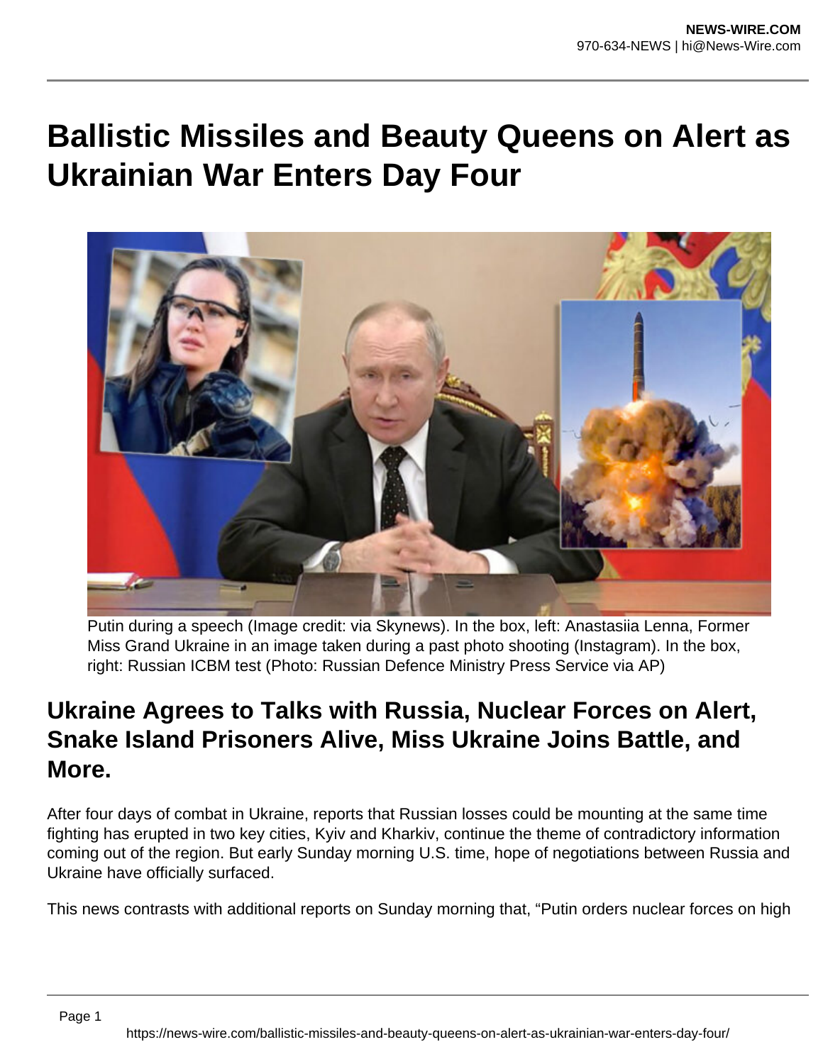# Ballistic Missiles and Beauty Queens on Alert as Ukrainian War Enters Day Four

Putin during a speech (Image credit: via Skynews). In the box, left: Anastasiia Lenna, Former Miss Grand Ukraine in an image taken during a past photo shooting (Instagram). In the box, right: Russian ICBM test (Photo: Russian Defence Ministry Press Service via AP)

## Ukraine Agrees to Talks with Russia, Nuclear Forces on Alert, Snake Island Prisoners Alive, Miss Ukraine Joins Battle, and More.

After four days of combat in Ukraine, reports that Russian losses could be mounting at the same time fighting has erupted in two key cities, Kyiv and Kharkiv, continue the theme of contradictory information coming out of the region. But early Sunday morning U.S. time, hope of negotiations between Russia and Ukraine have officially surfaced.

This news contrasts with additional reports on Sunday morning that, "Putin orders nuclear forces on high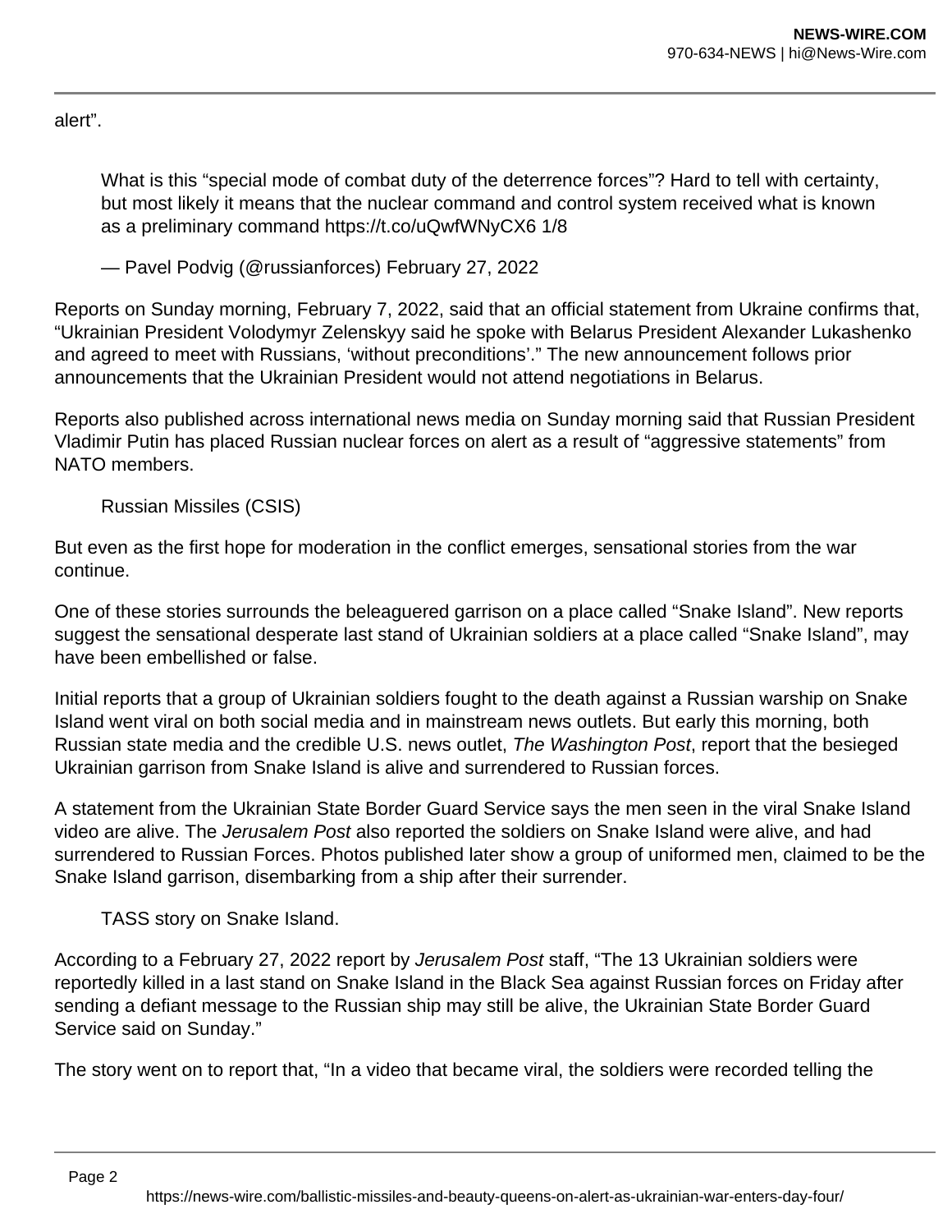alert".

> What is this "special mode of combat duty of the deterrence forces"? Hard to tell with certainty, but most likely it means that the nuclear command and control system received what is known as a preliminary command https://t.co/uQwfWNyCX6 1/8
>
> — Pavel Podvig (@russianforces) February 27, 2022

Reports on Sunday morning, February 7, 2022, said that an official statement from Ukraine confirms that, "Ukrainian President Volodymyr Zelenskyy said he spoke with Belarus President Alexander Lukashenko and agreed to meet with Russians, 'without preconditions'." The new announcement follows prior announcements that the Ukrainian President would not attend negotiations in Belarus.

Reports also published across international news media on Sunday morning said that Russian President Vladimir Putin has placed Russian nuclear forces on alert as a result of "aggressive statements" from NATO members.

Russian Missiles (CSIS)

But even as the first hope for moderation in the conflict emerges, sensational stories from the war continue.

One of these stories surrounds the beleaguered garrison on a place called "Snake Island". New reports suggest the sensational desperate last stand of Ukrainian soldiers at a place called "Snake Island", may have been embellished or false.

Initial reports that a group of Ukrainian soldiers fought to the death against a Russian warship on Snake Island went viral on both social media and in mainstream news outlets. But early this morning, both Russian state media and the credible U.S. news outlet, *The Washington Post*, report that the besieged Ukrainian garrison from Snake Island is alive and surrendered to Russian forces.

A statement from the Ukrainian State Border Guard Service says the men seen in the viral Snake Island video are alive. The *Jerusalem Post* also reported the soldiers on Snake Island were alive, and had surrendered to Russian Forces. Photos published later show a group of uniformed men, claimed to be the Snake Island garrison, disembarking from a ship after their surrender.

TASS story on Snake Island.

According to a February 27, 2022 report by *Jerusalem Post* staff, "The 13 Ukrainian soldiers were reportedly killed in a last stand on Snake Island in the Black Sea against Russian forces on Friday after sending a defiant message to the Russian ship may still be alive, the Ukrainian State Border Guard Service said on Sunday."

The story went on to report that, "In a video that became viral, the soldiers were recorded telling the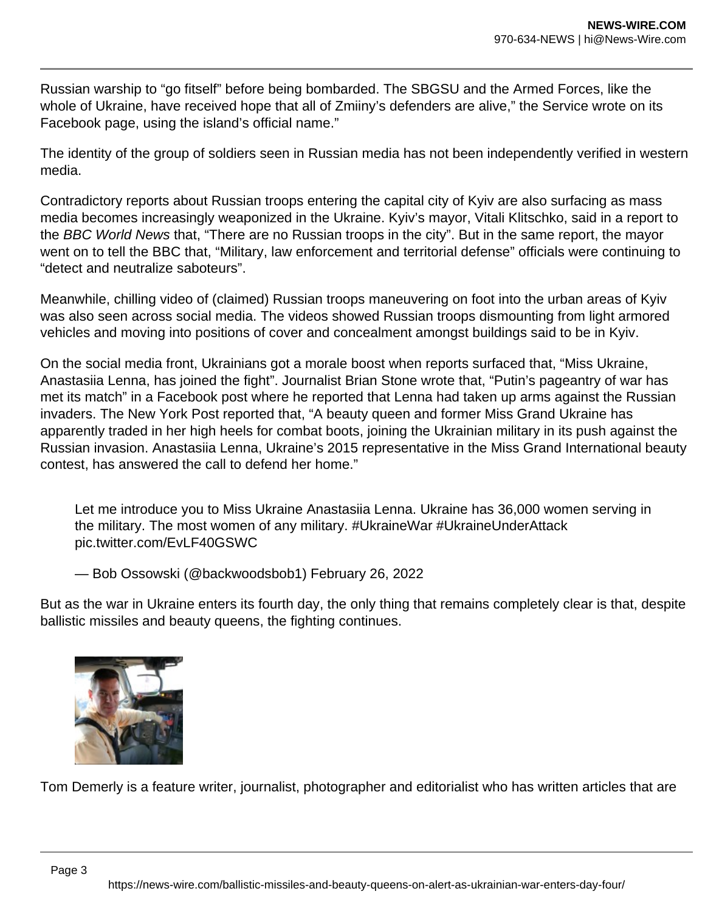Russian warship to “go fitself” before being bombarded. The SBGSU and the Armed Forces, like the whole of Ukraine, have received hope that all of Zmiiny’s defenders are alive,” the Service wrote on its Facebook page, using the island’s official name.”

The identity of the group of soldiers seen in Russian media has not been independently verified in western media.

Contradictory reports about Russian troops entering the capital city of Kyiv are also surfacing as mass media becomes increasingly weaponized in the Ukraine. Kyiv’s mayor, Vitali Klitschko, said in a report to the *BBC World News* that, “There are no Russian troops in the city”. But in the same report, the mayor went on to tell the BBC that, “Military, law enforcement and territorial defense” officials were continuing to “detect and neutralize saboteurs”.

Meanwhile, chilling video of (claimed) Russian troops maneuvering on foot into the urban areas of Kyiv was also seen across social media. The videos showed Russian troops dismounting from light armored vehicles and moving into positions of cover and concealment amongst buildings said to be in Kyiv.

On the social media front, Ukrainians got a morale boost when reports surfaced that, “Miss Ukraine, Anastasiia Lenna, has joined the fight”. Journalist Brian Stone wrote that, “Putin’s pageantry of war has met its match” in a Facebook post where he reported that Lenna had taken up arms against the Russian invaders. The New York Post reported that, “A beauty queen and former Miss Grand Ukraine has apparently traded in her high heels for combat boots, joining the Ukrainian military in its push against the Russian invasion. Anastasiia Lenna, Ukraine’s 2015 representative in the Miss Grand International beauty contest, has answered the call to defend her home.”

> Let me introduce you to Miss Ukraine Anastasiia Lenna. Ukraine has 36,000 women serving in the military. The most women of any military. #UkraineWar #UkraineUnderAttack pic.twitter.com/EvLF40GSWC
>
> — Bob Ossowski (@backwoodsbob1) February 26, 2022

But as the war in Ukraine enters its fourth day, the only thing that remains completely clear is that, despite ballistic missiles and beauty queens, the fighting continues.

Tom Demerly is a feature writer, journalist, photographer and editorialist who has written articles that are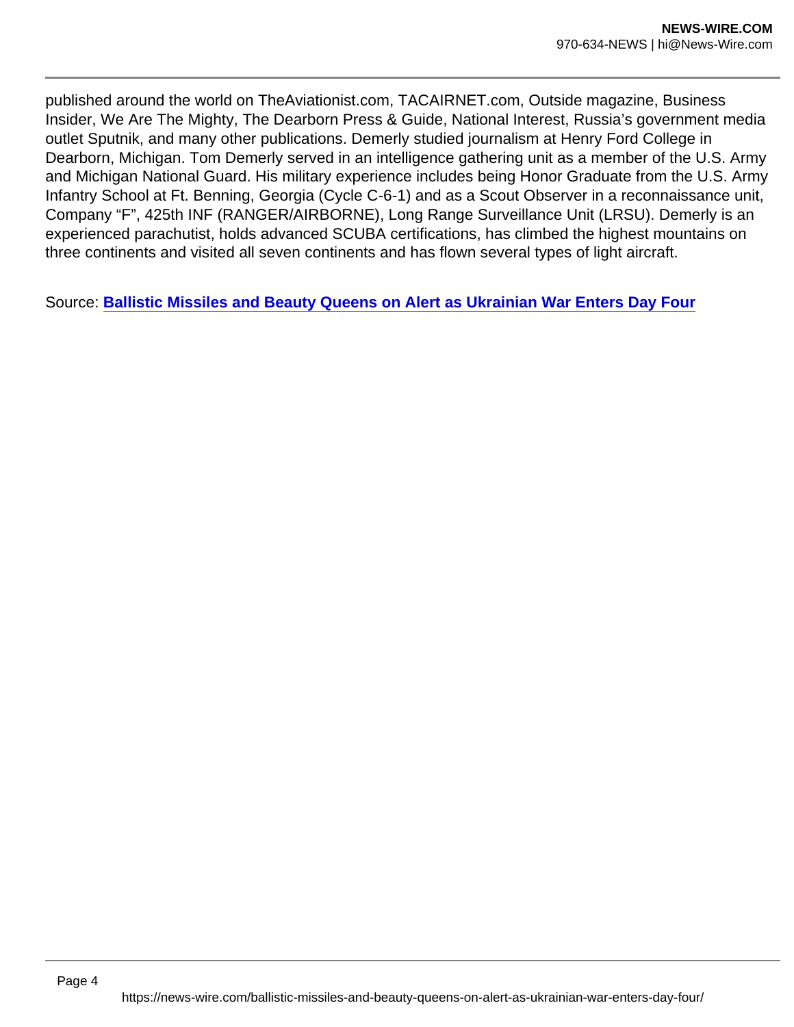published around the world on TheAviationist.com, TACAIRNET.com, Outside magazine, Business Insider, We Are The Mighty, The Dearborn Press & Guide, National Interest, Russia's government media outlet Sputnik, and many other publications. Demerly studied journalism at Henry Ford College in Dearborn, Michigan. Tom Demerly served in an intelligence gathering unit as a member of the U.S. Army and Michigan National Guard. His military experience includes being Honor Graduate from the U.S. Army Infantry School at Ft. Benning, Georgia (Cycle C-6-1) and as a Scout Observer in a reconnaissance unit, Company "F", 425th INF (RANGER/AIRBORNE), Long Range Surveillance Unit (LRSU). Demerly is an experienced parachutist, holds advanced SCUBA certifications, has climbed the highest mountains on three continents and visited all seven continents and has flown several types of light aircraft.

Source: **[Ballistic Missiles and Beauty Queens on Alert as Ukrainian War Enters Day Four](https://news-wire.com/ballistic-missiles-and-beauty-queens-on-alert-as-ukrainian-war-enters-day-four/)**